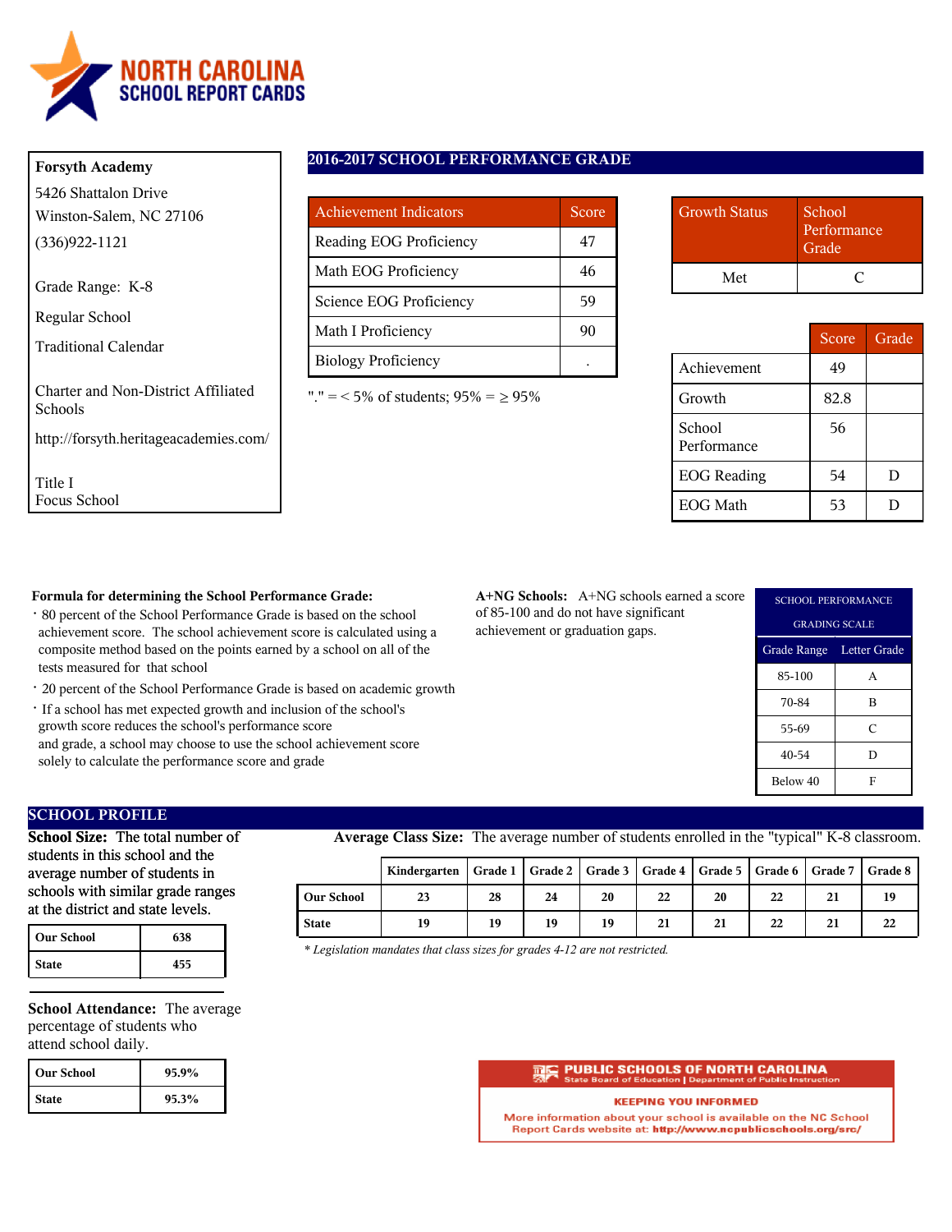# NORTH CAROLINA SCHOOL REPORT CARDS

**Forsyth Academy**

5426 Shattalon Drive
Winston-Salem, NC 27106
(336)922-1121

Grade Range: K-8

Regular School

Traditional Calendar

Charter and Non-District Affiliated Schools

http://forsyth.heritageacademies.com/

Title I
Focus School

## 2016-2017 SCHOOL PERFORMANCE GRADE

| Achievement Indicators | Score |
|---|---|
| Reading EOG Proficiency | 47 |
| Math EOG Proficiency | 46 |
| Science EOG Proficiency | 59 |
| Math I Proficiency | 90 |
| Biology Proficiency | . |

"." = < 5% of students; 95% = ≥ 95%

| Growth Status | School Performance Grade |
|---|---|
| Met | C |

| | Score | Grade |
|---|---|---|
| Achievement | 49 | |
| Growth | 82.8 | |
| School Performance | 56 | |
| EOG Reading | 54 | D |
| EOG Math | 53 | D |

**Formula for determining the School Performance Grade:**

- 80 percent of the School Performance Grade is based on the school achievement score. The school achievement score is calculated using a composite method based on the points earned by a school on all of the tests measured for that school
- 20 percent of the School Performance Grade is based on academic growth
- If a school has met expected growth and inclusion of the school's growth score reduces the school's performance score and grade, a school may choose to use the school achievement score solely to calculate the performance score and grade

**A+NG Schools:** A+NG schools earned a score of 85-100 and do not have significant achievement or graduation gaps.

| SCHOOL PERFORMANCE GRADING SCALE | |
|---|---|
| Grade Range | Letter Grade |
| 85-100 | A |
| 70-84 | B |
| 55-69 | C |
| 40-54 | D |
| Below 40 | F |

## SCHOOL PROFILE

**School Size:** The total number of students in this school and the average number of students in schools with similar grade ranges at the district and state levels.

| | |
|---|---|
| Our School | 638 |
| State | 455 |

**Average Class Size:** The average number of students enrolled in the "typical" K-8 classroom.

| | Kindergarten | Grade 1 | Grade 2 | Grade 3 | Grade 4 | Grade 5 | Grade 6 | Grade 7 | Grade 8 |
|---|---|---|---|---|---|---|---|---|---|
| Our School | 23 | 28 | 24 | 20 | 22 | 20 | 22 | 21 | 19 |
| State | 19 | 19 | 19 | 19 | 21 | 21 | 22 | 21 | 22 |

*\* Legislation mandates that class sizes for grades 4-12 are not restricted.*

**School Attendance:** The average percentage of students who attend school daily.

| | |
|---|---|
| Our School | 95.9% |
| State | 95.3% |

**PUBLIC SCHOOLS OF NORTH CAROLINA**
State Board of Education | Department of Public Instruction

**KEEPING YOU INFORMED**

More information about your school is available on the NC School Report Cards website at: **http://www.ncpublicschools.org/src/**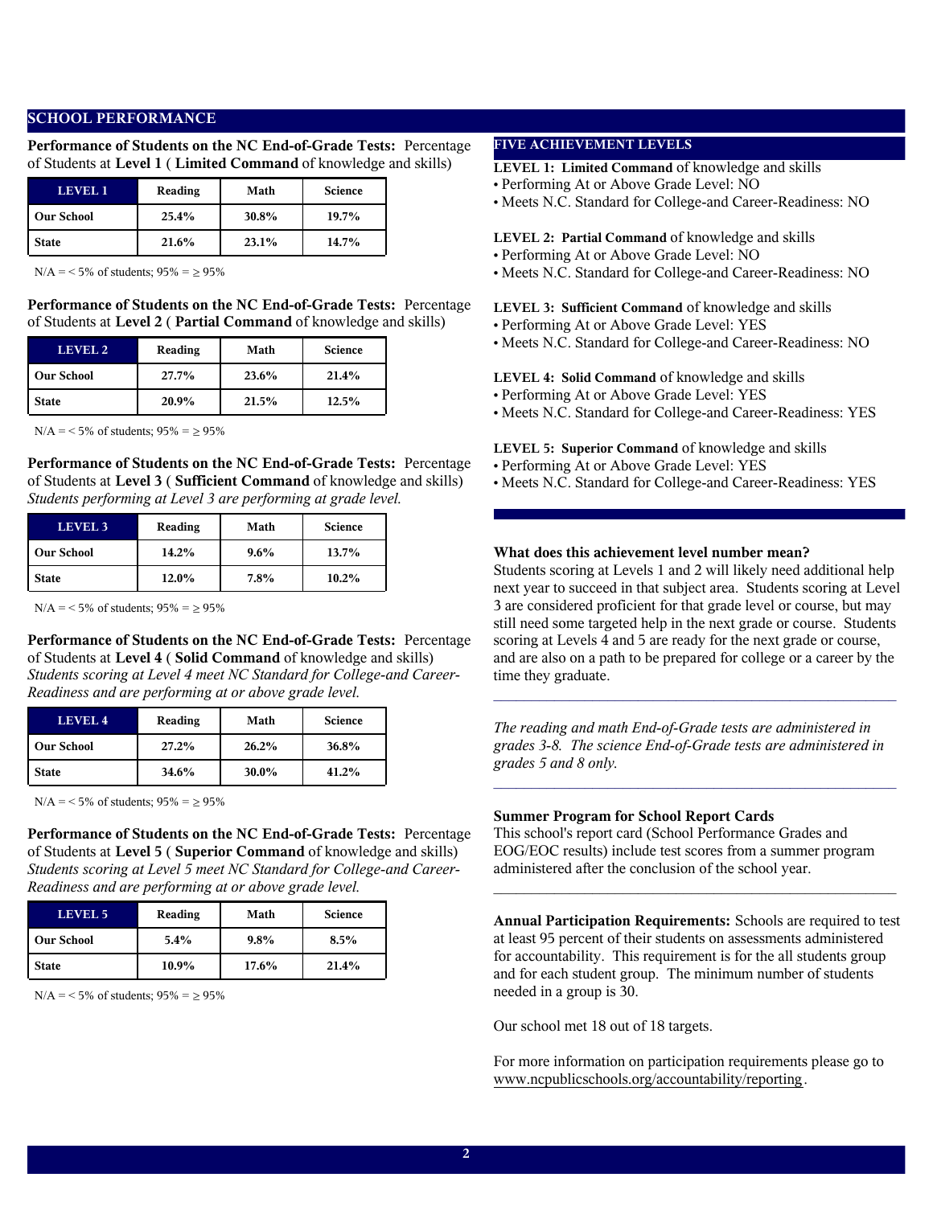## SCHOOL PERFORMANCE

**Performance of Students on the NC End-of-Grade Tests:** Percentage of Students at **Level 1** ( **Limited Command** of knowledge and skills)

| LEVEL 1 | Reading | Math | Science |
|---|---|---|---|
| **Our School** | **25.4%** | **30.8%** | **19.7%** |
| **State** | **21.6%** | **23.1%** | **14.7%** |

N/A = < 5% of students; 95% = ≥ 95%

**Performance of Students on the NC End-of-Grade Tests:** Percentage of Students at **Level 2** ( **Partial Command** of knowledge and skills)

| LEVEL 2 | Reading | Math | Science |
|---|---|---|---|
| **Our School** | **27.7%** | **23.6%** | **21.4%** |
| **State** | **20.9%** | **21.5%** | **12.5%** |

N/A = < 5% of students; 95% = ≥ 95%

**Performance of Students on the NC End-of-Grade Tests:** Percentage of Students at **Level 3** ( **Sufficient Command** of knowledge and skills)
*Students performing at Level 3 are performing at grade level.*

| LEVEL 3 | Reading | Math | Science |
|---|---|---|---|
| **Our School** | **14.2%** | **9.6%** | **13.7%** |
| **State** | **12.0%** | **7.8%** | **10.2%** |

N/A = < 5% of students; 95% = ≥ 95%

**Performance of Students on the NC End-of-Grade Tests:** Percentage of Students at **Level 4** ( **Solid Command** of knowledge and skills)
*Students scoring at Level 4 meet NC Standard for College-and Career-Readiness and are performing at or above grade level.*

| LEVEL 4 | Reading | Math | Science |
|---|---|---|---|
| **Our School** | **27.2%** | **26.2%** | **36.8%** |
| **State** | **34.6%** | **30.0%** | **41.2%** |

N/A = < 5% of students; 95% = ≥ 95%

**Performance of Students on the NC End-of-Grade Tests:** Percentage of Students at **Level 5** ( **Superior Command** of knowledge and skills)
*Students scoring at Level 5 meet NC Standard for College-and Career-Readiness and are performing at or above grade level.*

| LEVEL 5 | Reading | Math | Science |
|---|---|---|---|
| **Our School** | **5.4%** | **9.8%** | **8.5%** |
| **State** | **10.9%** | **17.6%** | **21.4%** |

N/A = < 5% of students; 95% = ≥ 95%

### FIVE ACHIEVEMENT LEVELS

**LEVEL 1: Limited Command** of knowledge and skills
- Performing At or Above Grade Level: NO
- Meets N.C. Standard for College-and Career-Readiness: NO

**LEVEL 2: Partial Command** of knowledge and skills
- Performing At or Above Grade Level: NO
- Meets N.C. Standard for College-and Career-Readiness: NO

**LEVEL 3: Sufficient Command** of knowledge and skills
- Performing At or Above Grade Level: YES
- Meets N.C. Standard for College-and Career-Readiness: NO

**LEVEL 4: Solid Command** of knowledge and skills
- Performing At or Above Grade Level: YES
- Meets N.C. Standard for College-and Career-Readiness: YES

**LEVEL 5: Superior Command** of knowledge and skills
- Performing At or Above Grade Level: YES
- Meets N.C. Standard for College-and Career-Readiness: YES

**What does this achievement level number mean?**
Students scoring at Levels 1 and 2 will likely need additional help next year to succeed in that subject area. Students scoring at Level 3 are considered proficient for that grade level or course, but may still need some targeted help in the next grade or course. Students scoring at Levels 4 and 5 are ready for the next grade or course, and are also on a path to be prepared for college or a career by the time they graduate.

*The reading and math End-of-Grade tests are administered in grades 3-8. The science End-of-Grade tests are administered in grades 5 and 8 only.*

**Summer Program for School Report Cards**
This school's report card (School Performance Grades and EOG/EOC results) include test scores from a summer program administered after the conclusion of the school year.

**Annual Participation Requirements:** Schools are required to test at least 95 percent of their students on assessments administered for accountability. This requirement is for the all students group and for each student group. The minimum number of students needed in a group is 30.

Our school met 18 out of 18 targets.

For more information on participation requirements please go to www.ncpublicschools.org/accountability/reporting.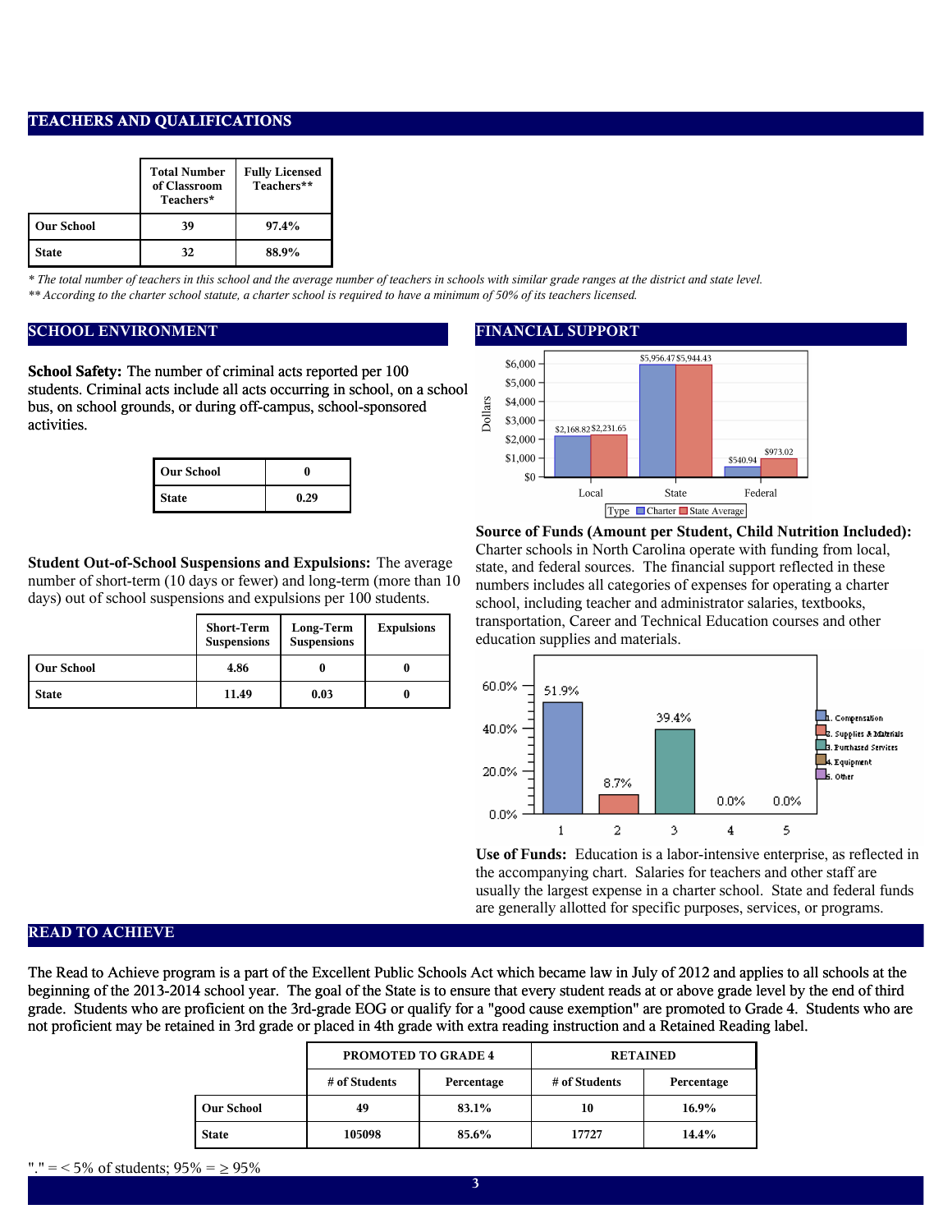## TEACHERS AND QUALIFICATIONS

| | Total Number of Classroom Teachers* | Fully Licensed Teachers** |
|---|---|---|
| Our School | 39 | 97.4% |
| State | 32 | 88.9% |

*\* The total number of teachers in this school and the average number of teachers in schools with similar grade ranges at the district and state level.*
*\*\* According to the charter school statute, a charter school is required to have a minimum of 50% of its teachers licensed.*

## SCHOOL ENVIRONMENT

**School Safety:** The number of criminal acts reported per 100 students. Criminal acts include all acts occurring in school, on a school bus, on school grounds, or during off-campus, school-sponsored activities.

| | |
|---|---|
| Our School | 0 |
| State | 0.29 |

**Student Out-of-School Suspensions and Expulsions:** The average number of short-term (10 days or fewer) and long-term (more than 10 days) out of school suspensions and expulsions per 100 students.

| | Short-Term Suspensions | Long-Term Suspensions | Expulsions |
|---|---|---|---|
| Our School | 4.86 | 0 | 0 |
| State | 11.49 | 0.03 | 0 |

## FINANCIAL SUPPORT

$6,000
$5,000
$4,000
$3,000
$2,000
$1,000
$0
Dollars
$2,168.82 $2,231.65
$5,956.47 $5,944.43
$540.94 $973.02
Local State Federal
Type Charter State Average

**Source of Funds (Amount per Student, Child Nutrition Included):** Charter schools in North Carolina operate with funding from local, state, and federal sources. The financial support reflected in these numbers includes all categories of expenses for operating a charter school, including teacher and administrator salaries, textbooks, transportation, Career and Technical Education courses and other education supplies and materials.

60.0%
40.0%
20.0%
0.0%
51.9% 8.7% 39.4% 0.0% 0.0%
1 2 3 4 5
1. Compensation
2. Supplies & Materials
3. Purchased Services
4. Equipment
5. Other

**Use of Funds:** Education is a labor-intensive enterprise, as reflected in the accompanying chart. Salaries for teachers and other staff are usually the largest expense in a charter school. State and federal funds are generally allotted for specific purposes, services, or programs.

## READ TO ACHIEVE

The Read to Achieve program is a part of the Excellent Public Schools Act which became law in July of 2012 and applies to all schools at the beginning of the 2013-2014 school year. The goal of the State is to ensure that every student reads at or above grade level by the end of third grade. Students who are proficient on the 3rd-grade EOG or qualify for a "good cause exemption" are promoted to Grade 4. Students who are not proficient may be retained in 3rd grade or placed in 4th grade with extra reading instruction and a Retained Reading label.

| | PROMOTED TO GRADE 4 | | RETAINED | |
|---|---|---|---|---|
| | # of Students | Percentage | # of Students | Percentage |
| Our School | 49 | 83.1% | 10 | 16.9% |
| State | 105098 | 85.6% | 17727 | 14.4% |

"." = < 5% of students; 95% = ≥ 95%